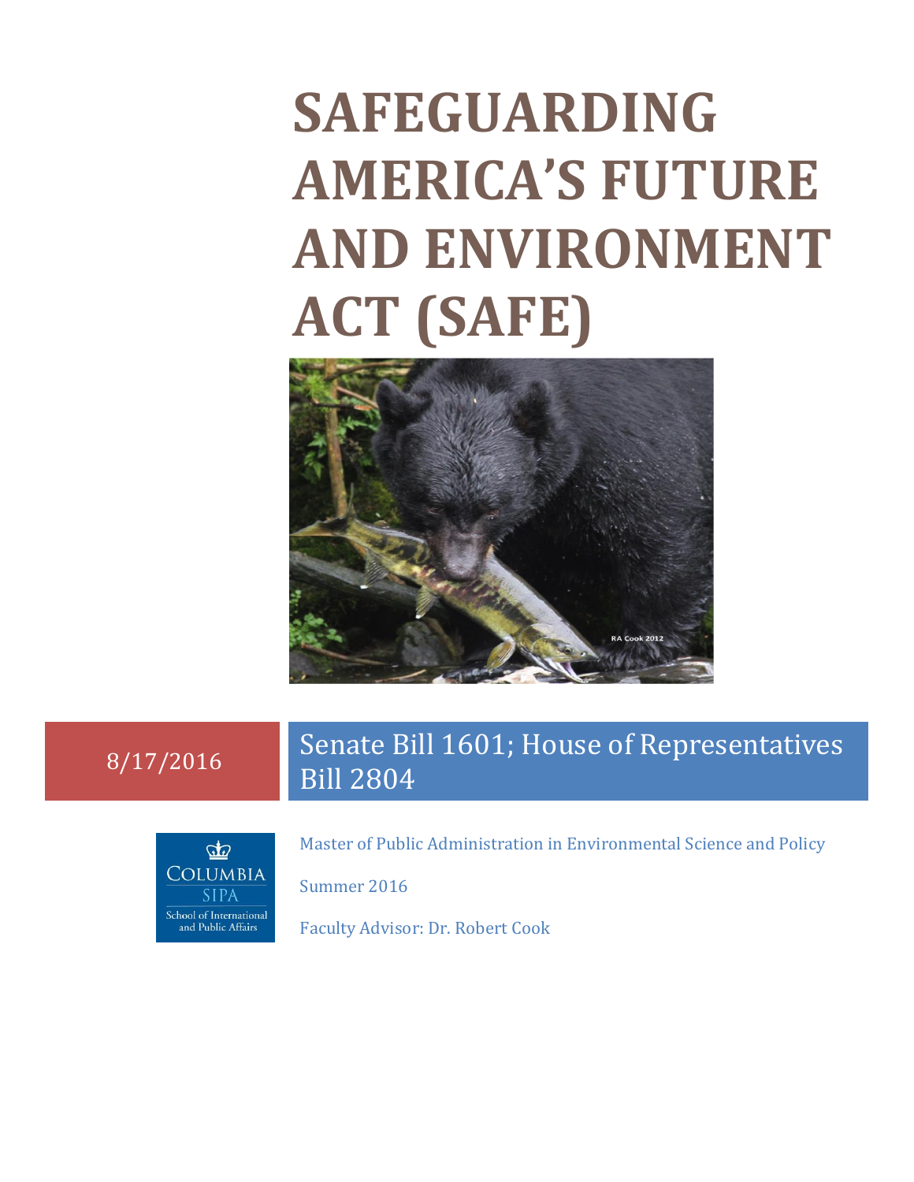# SAFEGUARDING AMERICA'S FUTURE AND ENVIRONMENT ACT (SAFE)

RA Cook 2012

8/17/2016

Senate Bill 1601; House of Representatives Bill 2804

Columbia SIPA
School of International and Public Affairs

Master of Public Administration in Environmental Science and Policy

Summer 2016

Faculty Advisor: Dr. Robert Cook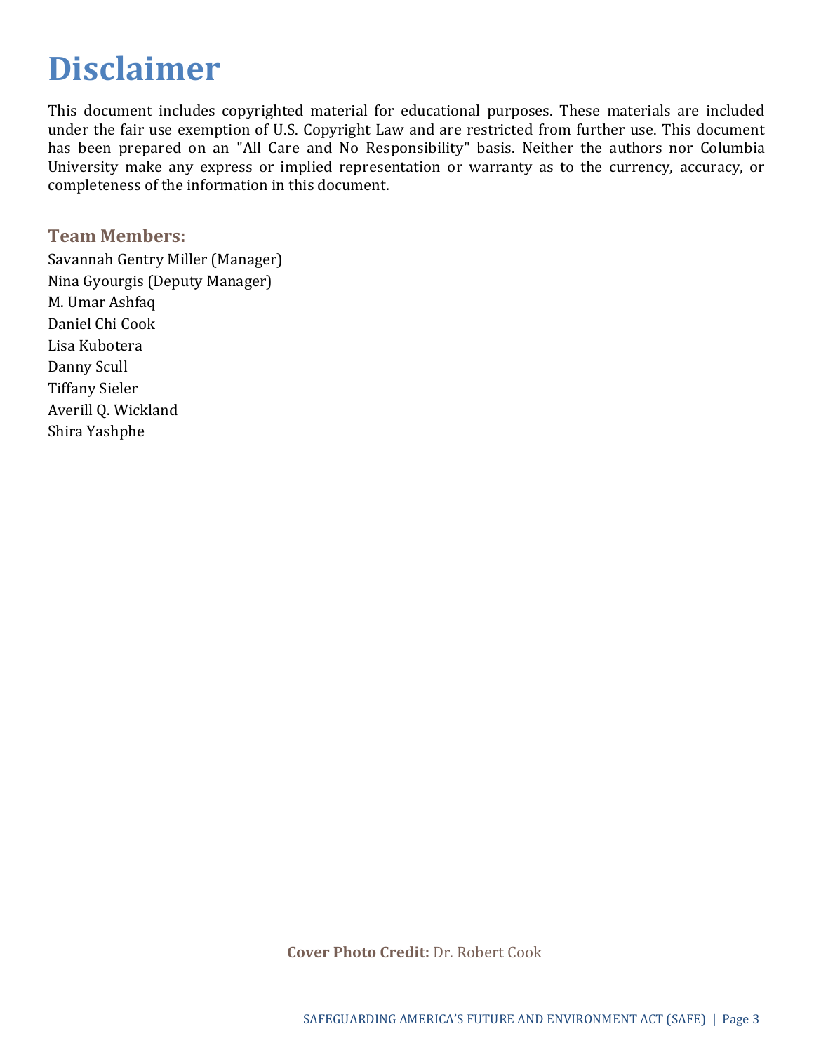# Disclaimer

This document includes copyrighted material for educational purposes. These materials are included under the fair use exemption of U.S. Copyright Law and are restricted from further use. This document has been prepared on an "All Care and No Responsibility" basis. Neither the authors nor Columbia University make any express or implied representation or warranty as to the currency, accuracy, or completeness of the information in this document.

## Team Members:

Savannah Gentry Miller (Manager)
Nina Gyourgis (Deputy Manager)
M. Umar Ashfaq
Daniel Chi Cook
Lisa Kubotera
Danny Scull
Tiffany Sieler
Averill Q. Wickland
Shira Yashphe

**Cover Photo Credit:** Dr. Robert Cook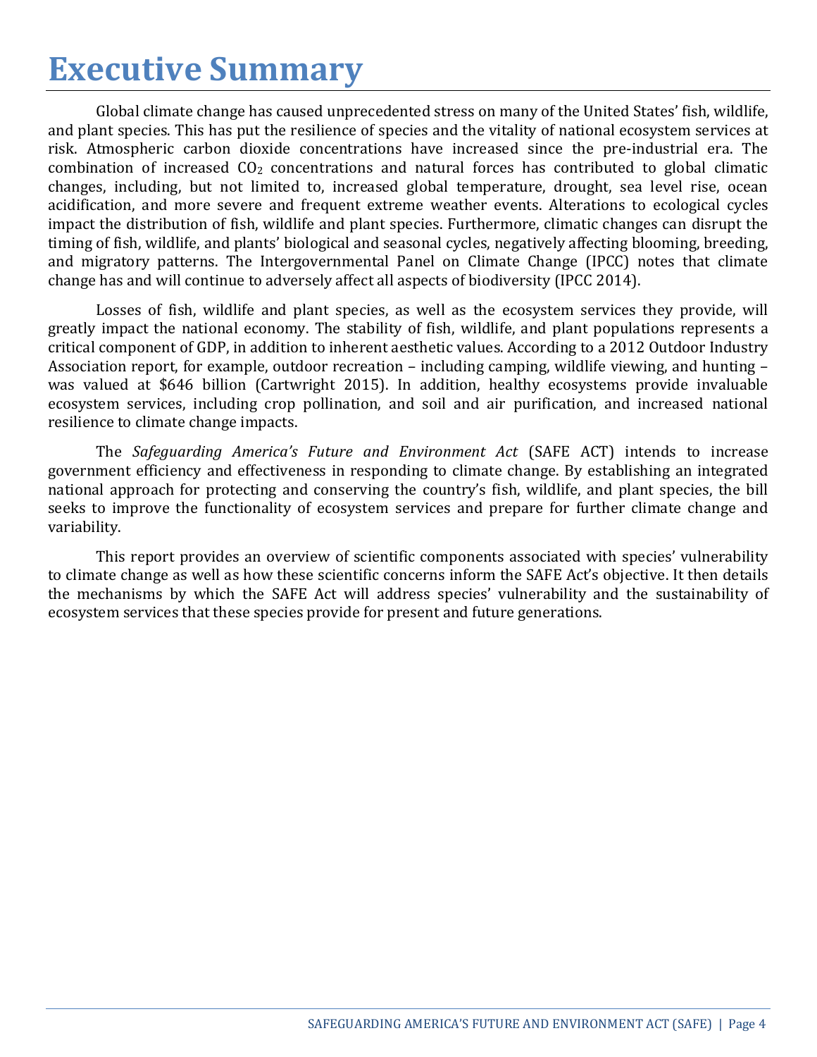# Executive Summary

Global climate change has caused unprecedented stress on many of the United States' fish, wildlife, and plant species. This has put the resilience of species and the vitality of national ecosystem services at risk. Atmospheric carbon dioxide concentrations have increased since the pre-industrial era. The combination of increased $CO_2$ concentrations and natural forces has contributed to global climatic changes, including, but not limited to, increased global temperature, drought, sea level rise, ocean acidification, and more severe and frequent extreme weather events. Alterations to ecological cycles impact the distribution of fish, wildlife and plant species. Furthermore, climatic changes can disrupt the timing of fish, wildlife, and plants' biological and seasonal cycles, negatively affecting blooming, breeding, and migratory patterns. The Intergovernmental Panel on Climate Change (IPCC) notes that climate change has and will continue to adversely affect all aspects of biodiversity (IPCC 2014).

Losses of fish, wildlife and plant species, as well as the ecosystem services they provide, will greatly impact the national economy. The stability of fish, wildlife, and plant populations represents a critical component of GDP, in addition to inherent aesthetic values. According to a 2012 Outdoor Industry Association report, for example, outdoor recreation – including camping, wildlife viewing, and hunting – was valued at $646 billion (Cartwright 2015). In addition, healthy ecosystems provide invaluable ecosystem services, including crop pollination, and soil and air purification, and increased national resilience to climate change impacts.

The *Safeguarding America's Future and Environment Act* (SAFE ACT) intends to increase government efficiency and effectiveness in responding to climate change. By establishing an integrated national approach for protecting and conserving the country's fish, wildlife, and plant species, the bill seeks to improve the functionality of ecosystem services and prepare for further climate change and variability.

This report provides an overview of scientific components associated with species' vulnerability to climate change as well as how these scientific concerns inform the SAFE Act's objective. It then details the mechanisms by which the SAFE Act will address species' vulnerability and the sustainability of ecosystem services that these species provide for present and future generations.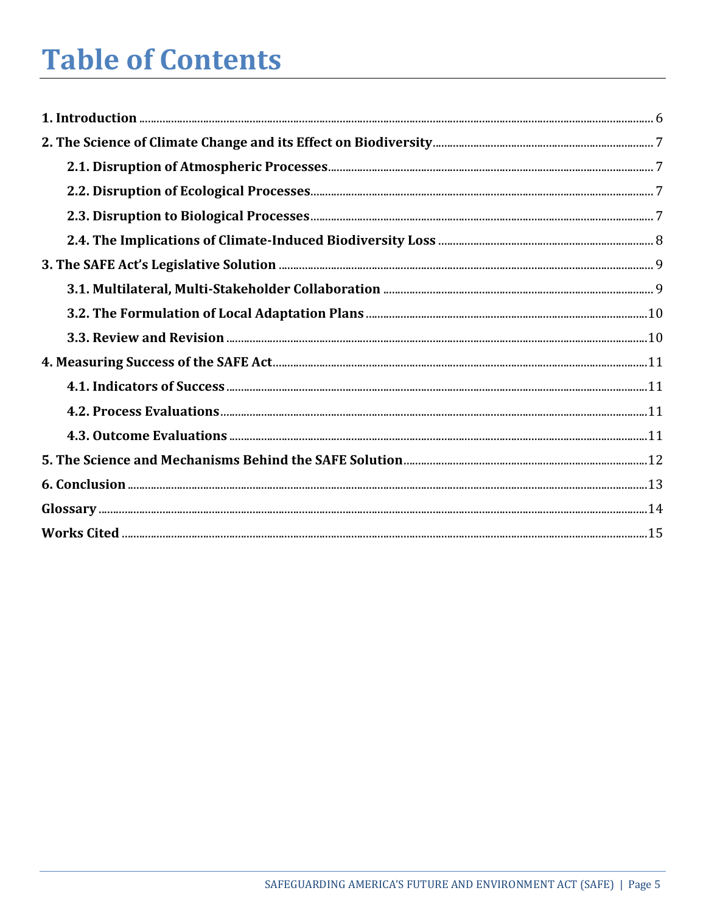# Table of Contents

**1. Introduction** ..... 6

**2. The Science of Climate Change and its Effect on Biodiversity** ..... 7

- **2.1. Disruption of Atmospheric Processes** ..... 7
- **2.2. Disruption of Ecological Processes** ..... 7
- **2.3. Disruption to Biological Processes** ..... 7
- **2.4. The Implications of Climate-Induced Biodiversity Loss** ..... 8

**3. The SAFE Act's Legislative Solution** ..... 9

- **3.1. Multilateral, Multi-Stakeholder Collaboration** ..... 9
- **3.2. The Formulation of Local Adaptation Plans** ..... 10
- **3.3. Review and Revision** ..... 10

**4. Measuring Success of the SAFE Act** ..... 11

- **4.1. Indicators of Success** ..... 11
- **4.2. Process Evaluations** ..... 11
- **4.3. Outcome Evaluations** ..... 11

**5. The Science and Mechanisms Behind the SAFE Solution** ..... 12

**6. Conclusion** ..... 13

**Glossary** ..... 14

**Works Cited** ..... 15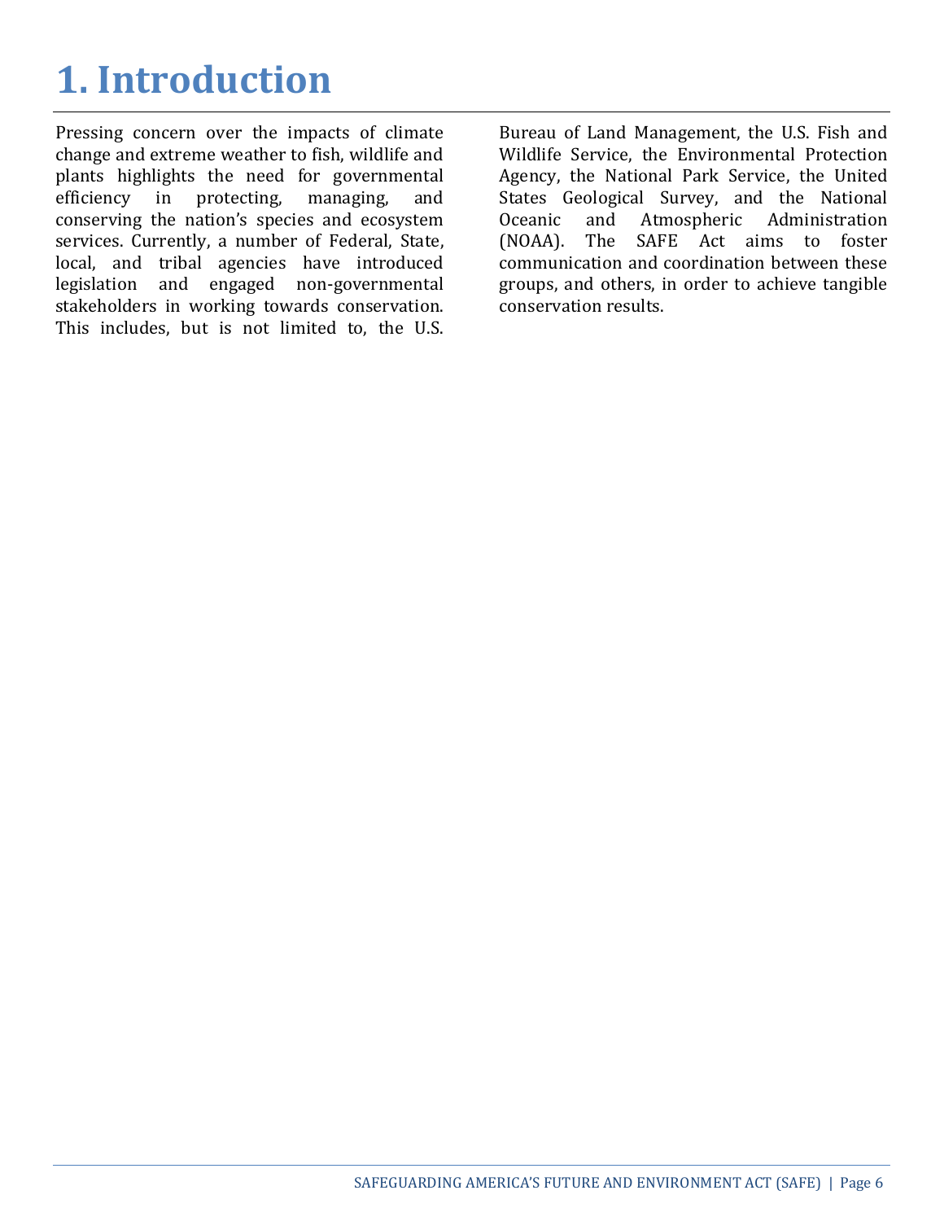# 1. Introduction

Pressing concern over the impacts of climate change and extreme weather to fish, wildlife and plants highlights the need for governmental efficiency in protecting, managing, and conserving the nation's species and ecosystem services. Currently, a number of Federal, State, local, and tribal agencies have introduced legislation and engaged non-governmental stakeholders in working towards conservation. This includes, but is not limited to, the U.S. Bureau of Land Management, the U.S. Fish and Wildlife Service, the Environmental Protection Agency, the National Park Service, the United States Geological Survey, and the National Oceanic and Atmospheric Administration (NOAA). The SAFE Act aims to foster communication and coordination between these groups, and others, in order to achieve tangible conservation results.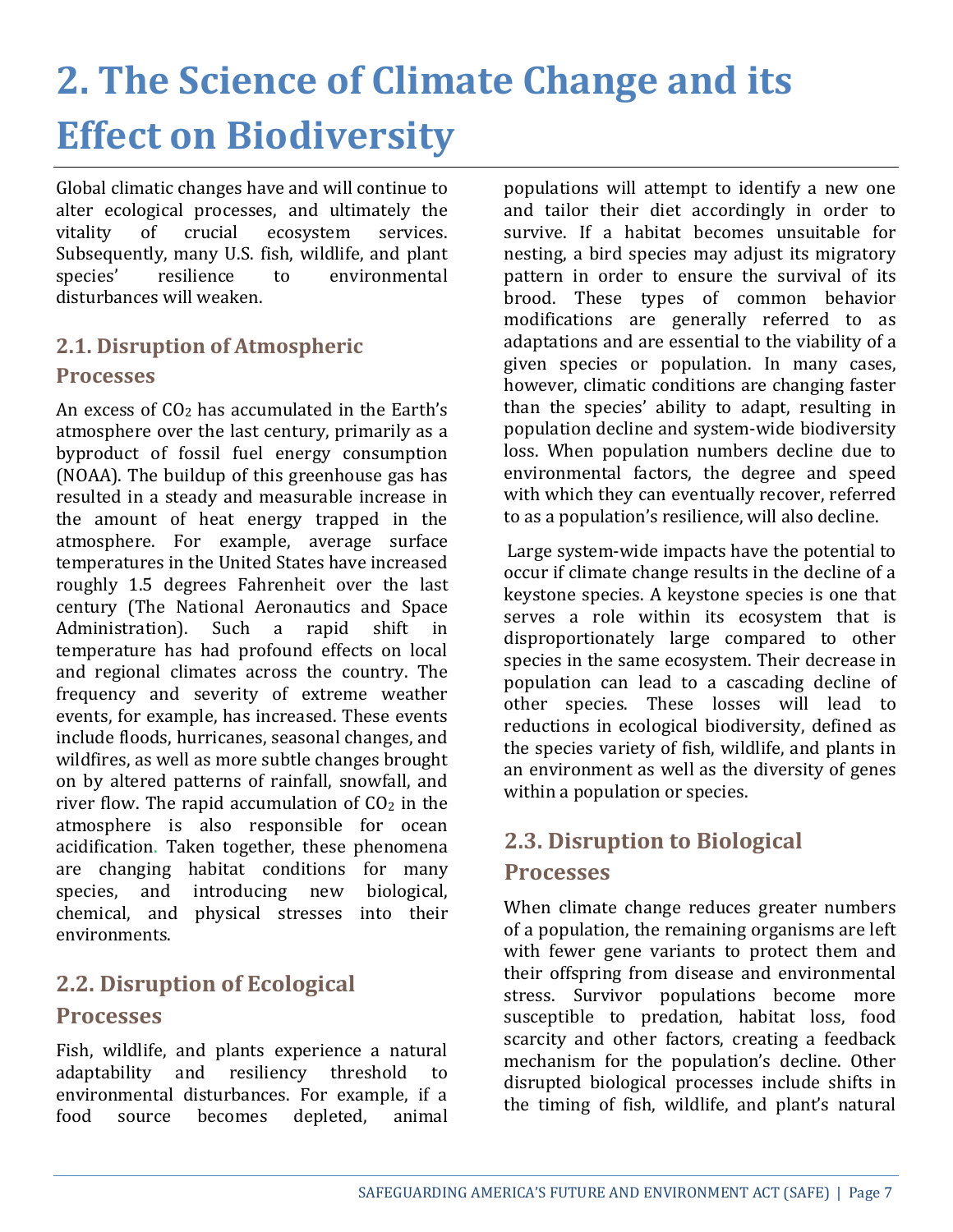# 2. The Science of Climate Change and its Effect on Biodiversity

Global climatic changes have and will continue to alter ecological processes, and ultimately the vitality of crucial ecosystem services. Subsequently, many U.S. fish, wildlife, and plant species' resilience to environmental disturbances will weaken.

## 2.1. Disruption of Atmospheric Processes

An excess of $CO_2$ has accumulated in the Earth's atmosphere over the last century, primarily as a byproduct of fossil fuel energy consumption (NOAA). The buildup of this greenhouse gas has resulted in a steady and measurable increase in the amount of heat energy trapped in the atmosphere. For example, average surface temperatures in the United States have increased roughly 1.5 degrees Fahrenheit over the last century (The National Aeronautics and Space Administration). Such a rapid shift in temperature has had profound effects on local and regional climates across the country. The frequency and severity of extreme weather events, for example, has increased. These events include floods, hurricanes, seasonal changes, and wildfires, as well as more subtle changes brought on by altered patterns of rainfall, snowfall, and river flow. The rapid accumulation of $CO_2$ in the atmosphere is also responsible for ocean acidification. Taken together, these phenomena are changing habitat conditions for many species, and introducing new biological, chemical, and physical stresses into their environments.

## 2.2. Disruption of Ecological Processes

Fish, wildlife, and plants experience a natural adaptability and resiliency threshold to environmental disturbances. For example, if a food source becomes depleted, animal populations will attempt to identify a new one and tailor their diet accordingly in order to survive. If a habitat becomes unsuitable for nesting, a bird species may adjust its migratory pattern in order to ensure the survival of its brood. These types of common behavior modifications are generally referred to as adaptations and are essential to the viability of a given species or population. In many cases, however, climatic conditions are changing faster than the species' ability to adapt, resulting in population decline and system-wide biodiversity loss. When population numbers decline due to environmental factors, the degree and speed with which they can eventually recover, referred to as a population's resilience, will also decline.

Large system-wide impacts have the potential to occur if climate change results in the decline of a keystone species. A keystone species is one that serves a role within its ecosystem that is disproportionately large compared to other species in the same ecosystem. Their decrease in population can lead to a cascading decline of other species. These losses will lead to reductions in ecological biodiversity, defined as the species variety of fish, wildlife, and plants in an environment as well as the diversity of genes within a population or species.

## 2.3. Disruption to Biological Processes

When climate change reduces greater numbers of a population, the remaining organisms are left with fewer gene variants to protect them and their offspring from disease and environmental stress. Survivor populations become more susceptible to predation, habitat loss, food scarcity and other factors, creating a feedback mechanism for the population's decline. Other disrupted biological processes include shifts in the timing of fish, wildlife, and plant's natural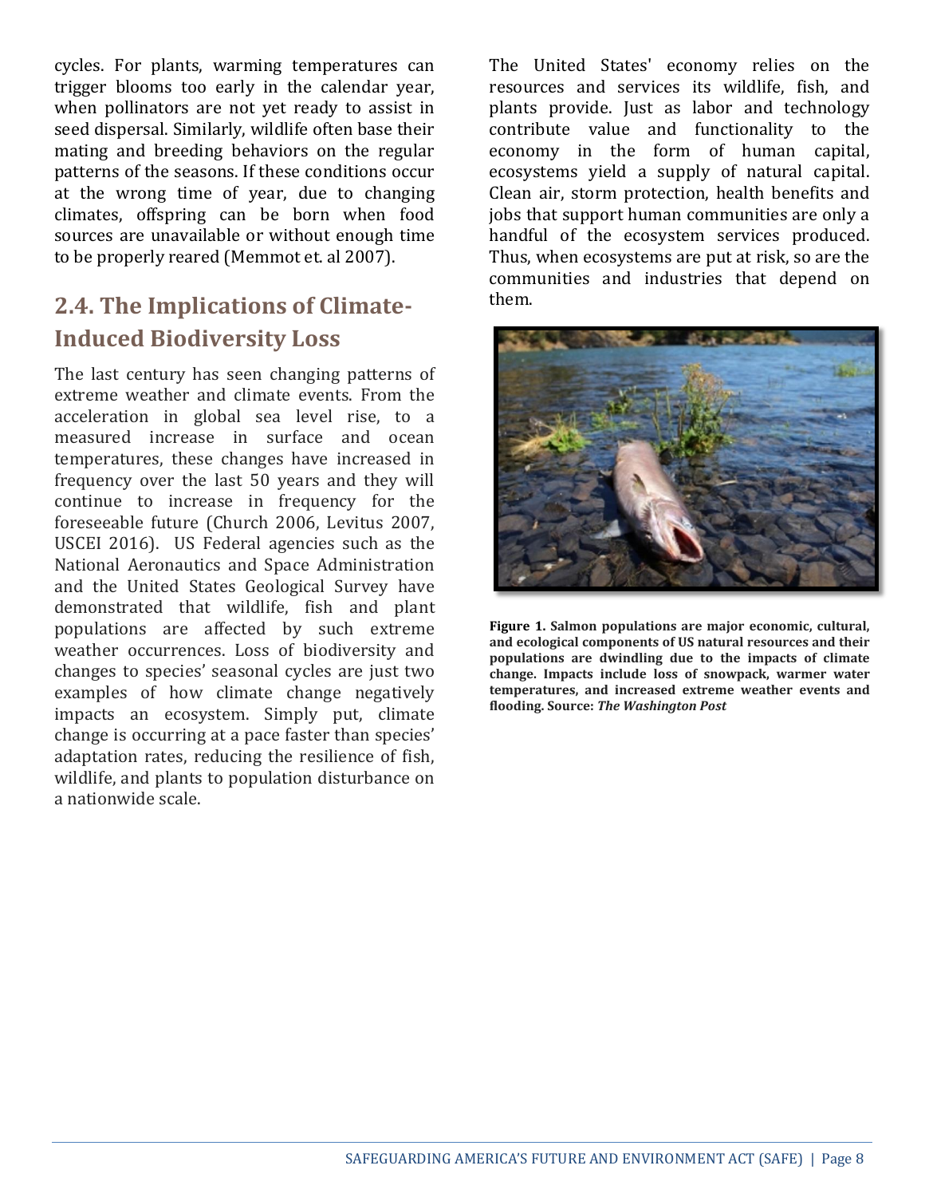cycles. For plants, warming temperatures can trigger blooms too early in the calendar year, when pollinators are not yet ready to assist in seed dispersal. Similarly, wildlife often base their mating and breeding behaviors on the regular patterns of the seasons. If these conditions occur at the wrong time of year, due to changing climates, offspring can be born when food sources are unavailable or without enough time to be properly reared (Memmot et. al 2007).

## 2.4. The Implications of Climate-Induced Biodiversity Loss

The last century has seen changing patterns of extreme weather and climate events. From the acceleration in global sea level rise, to a measured increase in surface and ocean temperatures, these changes have increased in frequency over the last 50 years and they will continue to increase in frequency for the foreseeable future (Church 2006, Levitus 2007, USCEI 2016). US Federal agencies such as the National Aeronautics and Space Administration and the United States Geological Survey have demonstrated that wildlife, fish and plant populations are affected by such extreme weather occurrences. Loss of biodiversity and changes to species' seasonal cycles are just two examples of how climate change negatively impacts an ecosystem. Simply put, climate change is occurring at a pace faster than species' adaptation rates, reducing the resilience of fish, wildlife, and plants to population disturbance on a nationwide scale.

The United States' economy relies on the resources and services its wildlife, fish, and plants provide. Just as labor and technology contribute value and functionality to the economy in the form of human capital, ecosystems yield a supply of natural capital. Clean air, storm protection, health benefits and jobs that support human communities are only a handful of the ecosystem services produced. Thus, when ecosystems are put at risk, so are the communities and industries that depend on them.

**Figure 1. Salmon populations are major economic, cultural, and ecological components of US natural resources and their populations are dwindling due to the impacts of climate change. Impacts include loss of snowpack, warmer water temperatures, and increased extreme weather events and flooding. Source: *The Washington Post***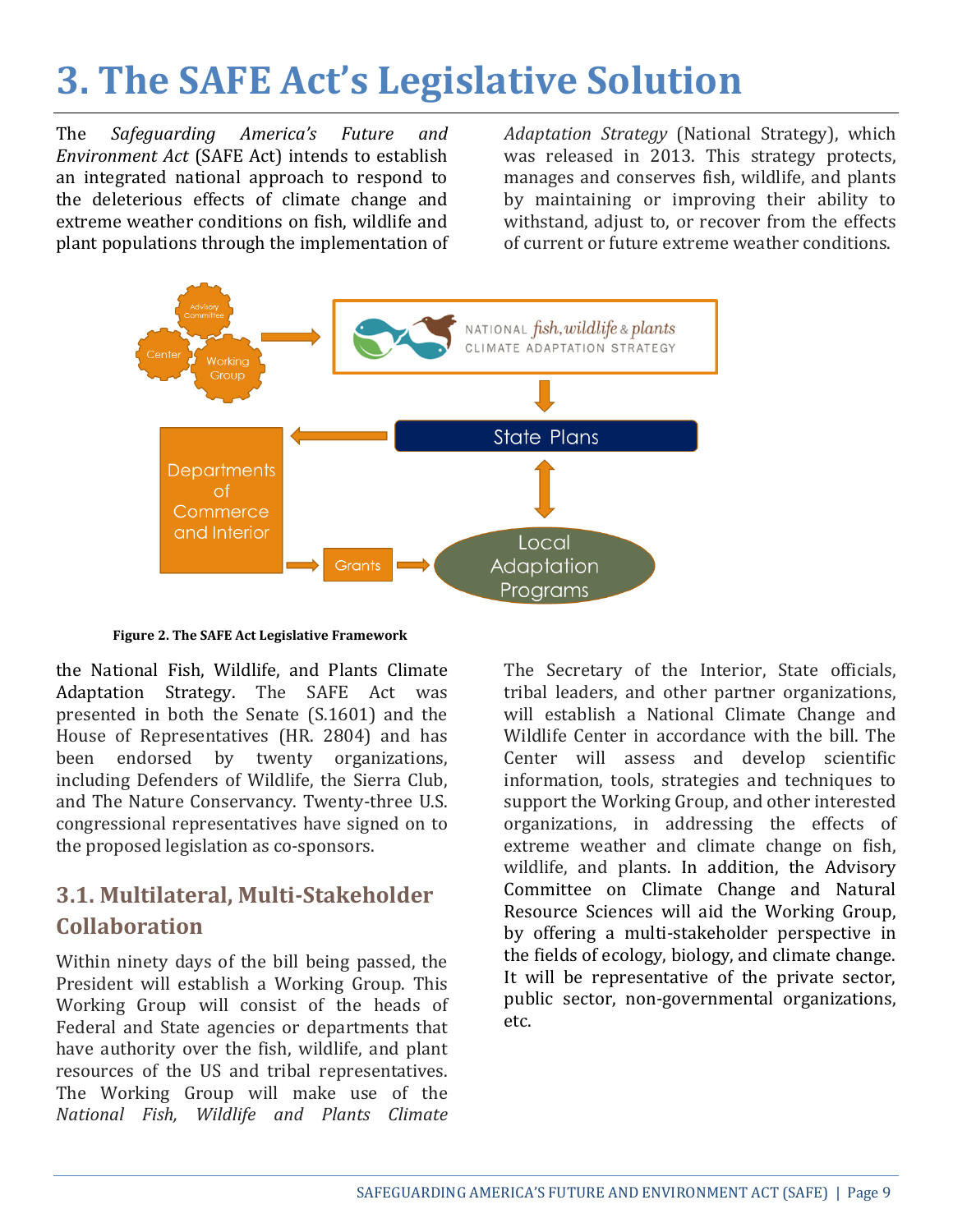# 3. The SAFE Act's Legislative Solution

The *Safeguarding America's Future and Environment Act* (SAFE Act) intends to establish an integrated national approach to respond to the deleterious effects of climate change and extreme weather conditions on fish, wildlife and plant populations through the implementation of the National Fish, Wildlife, and Plants Climate Adaptation Strategy. The SAFE Act was presented in both the Senate (S.1601) and the House of Representatives (HR. 2804) and has been endorsed by twenty organizations, including Defenders of Wildlife, the Sierra Club, and The Nature Conservancy. Twenty-three U.S. congressional representatives have signed on to the proposed legislation as co-sponsors.

**Figure 2. The SAFE Act Legislative Framework**

## 3.1. Multilateral, Multi-Stakeholder Collaboration

Within ninety days of the bill being passed, the President will establish a Working Group. This Working Group will consist of the heads of Federal and State agencies or departments that have authority over the fish, wildlife, and plant resources of the US and tribal representatives. The Working Group will make use of the *National Fish, Wildlife and Plants Climate Adaptation Strategy* (National Strategy), which was released in 2013. This strategy protects, manages and conserves fish, wildlife, and plants by maintaining or improving their ability to withstand, adjust to, or recover from the effects of current or future extreme weather conditions.

The Secretary of the Interior, State officials, tribal leaders, and other partner organizations, will establish a National Climate Change and Wildlife Center in accordance with the bill. The Center will assess and develop scientific information, tools, strategies and techniques to support the Working Group, and other interested organizations, in addressing the effects of extreme weather and climate change on fish, wildlife, and plants. In addition, the Advisory Committee on Climate Change and Natural Resource Sciences will aid the Working Group, by offering a multi-stakeholder perspective in the fields of ecology, biology, and climate change. It will be representative of the private sector, public sector, non-governmental organizations, etc.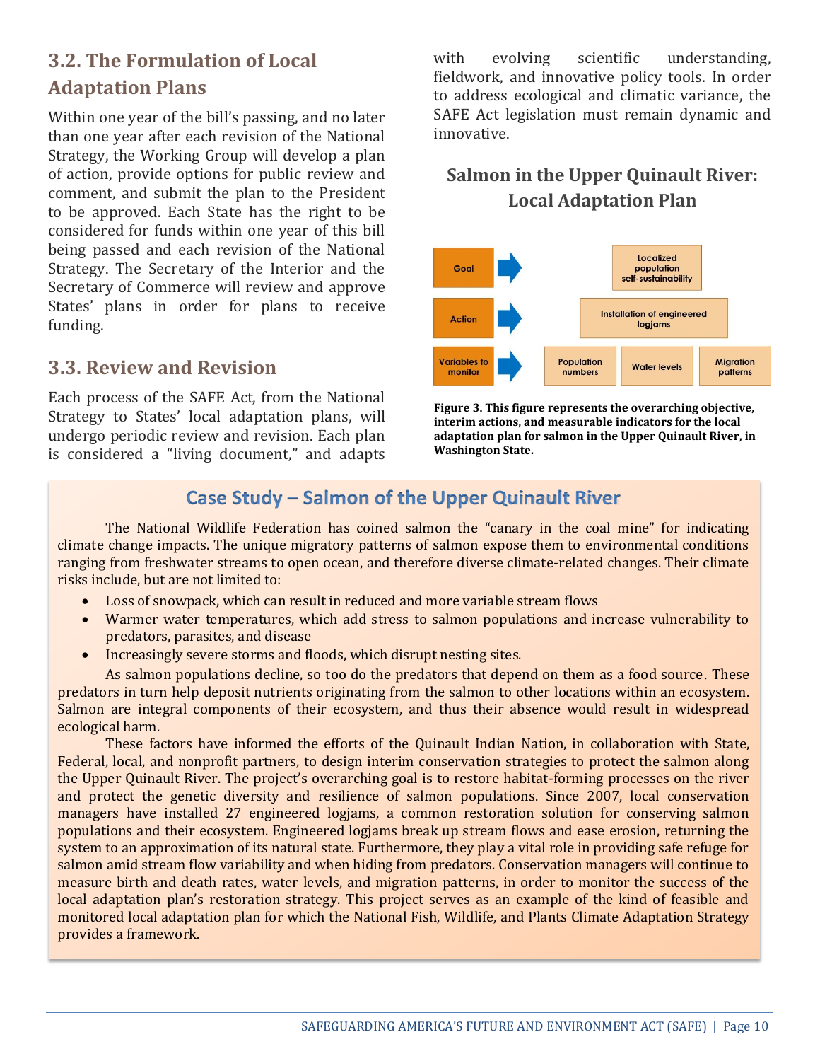## 3.2. The Formulation of Local Adaptation Plans

Within one year of the bill's passing, and no later than one year after each revision of the National Strategy, the Working Group will develop a plan of action, provide options for public review and comment, and submit the plan to the President to be approved. Each State has the right to be considered for funds within one year of this bill being passed and each revision of the National Strategy. The Secretary of the Interior and the Secretary of Commerce will review and approve States' plans in order for plans to receive funding.

## 3.3. Review and Revision

Each process of the SAFE Act, from the National Strategy to States' local adaptation plans, will undergo periodic review and revision. Each plan is considered a "living document," and adapts with evolving scientific understanding, fieldwork, and innovative policy tools. In order to address ecological and climatic variance, the SAFE Act legislation must remain dynamic and innovative.

### Salmon in the Upper Quinault River: Local Adaptation Plan

| | |
|---|---|
| Goal | Localized population self-sustainability |
| Action | Installation of engineered logjams |
| Variables to monitor | Population numbers; Water levels; Migration patterns |

**Figure 3. This figure represents the overarching objective, interim actions, and measurable indicators for the local adaptation plan for salmon in the Upper Quinault River, in Washington State.**

### Case Study – Salmon of the Upper Quinault River

The National Wildlife Federation has coined salmon the "canary in the coal mine" for indicating climate change impacts. The unique migratory patterns of salmon expose them to environmental conditions ranging from freshwater streams to open ocean, and therefore diverse climate-related changes. Their climate risks include, but are not limited to:

- Loss of snowpack, which can result in reduced and more variable stream flows
- Warmer water temperatures, which add stress to salmon populations and increase vulnerability to predators, parasites, and disease
- Increasingly severe storms and floods, which disrupt nesting sites.

As salmon populations decline, so too do the predators that depend on them as a food source. These predators in turn help deposit nutrients originating from the salmon to other locations within an ecosystem. Salmon are integral components of their ecosystem, and thus their absence would result in widespread ecological harm.

These factors have informed the efforts of the Quinault Indian Nation, in collaboration with State, Federal, local, and nonprofit partners, to design interim conservation strategies to protect the salmon along the Upper Quinault River. The project's overarching goal is to restore habitat-forming processes on the river and protect the genetic diversity and resilience of salmon populations. Since 2007, local conservation managers have installed 27 engineered logjams, a common restoration solution for conserving salmon populations and their ecosystem. Engineered logjams break up stream flows and ease erosion, returning the system to an approximation of its natural state. Furthermore, they play a vital role in providing safe refuge for salmon amid stream flow variability and when hiding from predators. Conservation managers will continue to measure birth and death rates, water levels, and migration patterns, in order to monitor the success of the local adaptation plan's restoration strategy. This project serves as an example of the kind of feasible and monitored local adaptation plan for which the National Fish, Wildlife, and Plants Climate Adaptation Strategy provides a framework.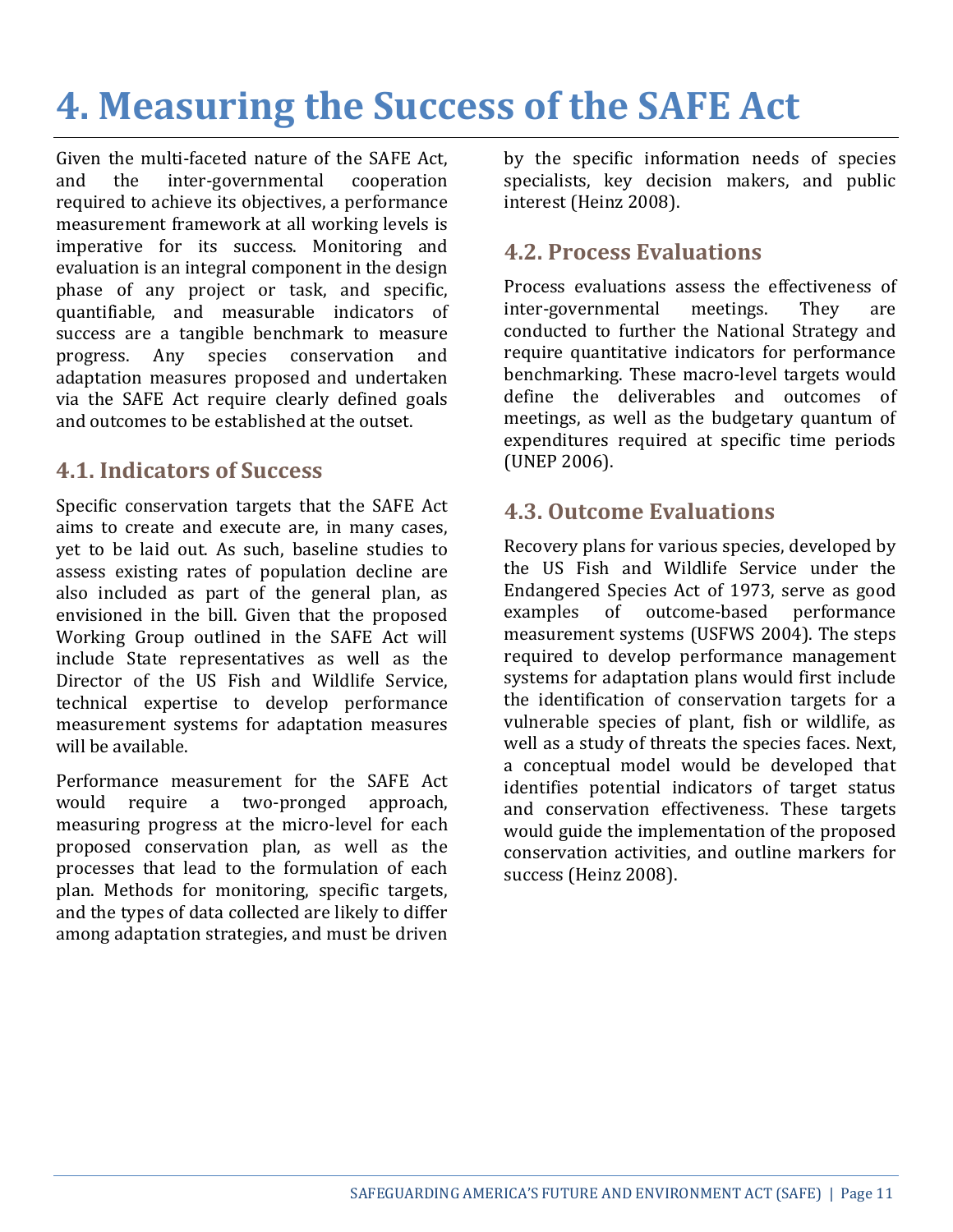# 4. Measuring the Success of the SAFE Act

Given the multi-faceted nature of the SAFE Act, and the inter-governmental cooperation required to achieve its objectives, a performance measurement framework at all working levels is imperative for its success. Monitoring and evaluation is an integral component in the design phase of any project or task, and specific, quantifiable, and measurable indicators of success are a tangible benchmark to measure progress. Any species conservation and adaptation measures proposed and undertaken via the SAFE Act require clearly defined goals and outcomes to be established at the outset.

## 4.1. Indicators of Success

Specific conservation targets that the SAFE Act aims to create and execute are, in many cases, yet to be laid out. As such, baseline studies to assess existing rates of population decline are also included as part of the general plan, as envisioned in the bill. Given that the proposed Working Group outlined in the SAFE Act will include State representatives as well as the Director of the US Fish and Wildlife Service, technical expertise to develop performance measurement systems for adaptation measures will be available.

Performance measurement for the SAFE Act would require a two-pronged approach, measuring progress at the micro-level for each proposed conservation plan, as well as the processes that lead to the formulation of each plan. Methods for monitoring, specific targets, and the types of data collected are likely to differ among adaptation strategies, and must be driven by the specific information needs of species specialists, key decision makers, and public interest (Heinz 2008).

## 4.2. Process Evaluations

Process evaluations assess the effectiveness of inter-governmental meetings. They are conducted to further the National Strategy and require quantitative indicators for performance benchmarking. These macro-level targets would define the deliverables and outcomes of meetings, as well as the budgetary quantum of expenditures required at specific time periods (UNEP 2006).

## 4.3. Outcome Evaluations

Recovery plans for various species, developed by the US Fish and Wildlife Service under the Endangered Species Act of 1973, serve as good examples of outcome-based performance measurement systems (USFWS 2004). The steps required to develop performance management systems for adaptation plans would first include the identification of conservation targets for a vulnerable species of plant, fish or wildlife, as well as a study of threats the species faces. Next, a conceptual model would be developed that identifies potential indicators of target status and conservation effectiveness. These targets would guide the implementation of the proposed conservation activities, and outline markers for success (Heinz 2008).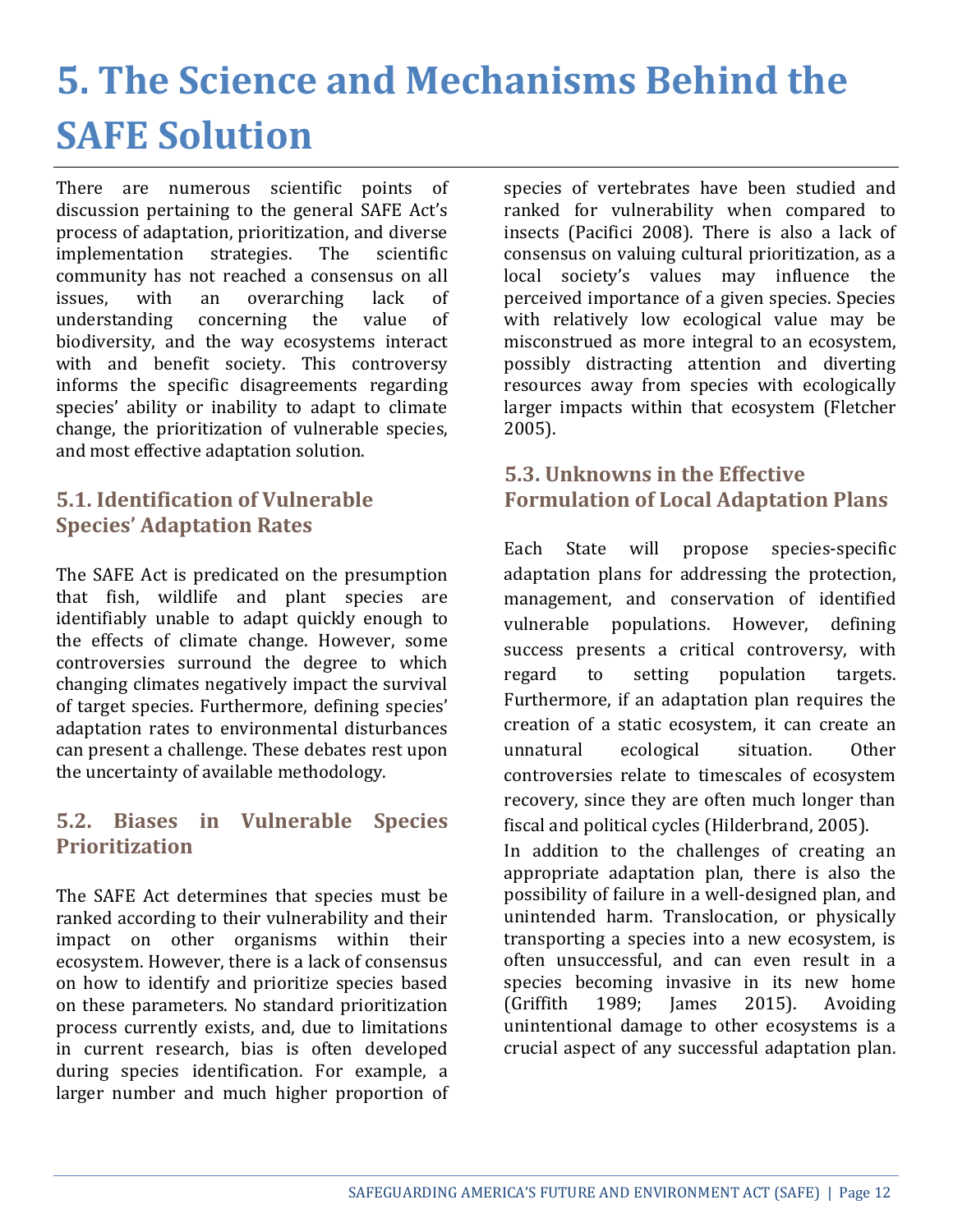# 5. The Science and Mechanisms Behind the SAFE Solution

There are numerous scientific points of discussion pertaining to the general SAFE Act's process of adaptation, prioritization, and diverse implementation strategies. The scientific community has not reached a consensus on all issues, with an overarching lack of understanding concerning the value of biodiversity, and the way ecosystems interact with and benefit society. This controversy informs the specific disagreements regarding species' ability or inability to adapt to climate change, the prioritization of vulnerable species, and most effective adaptation solution.

## 5.1. Identification of Vulnerable Species' Adaptation Rates

The SAFE Act is predicated on the presumption that fish, wildlife and plant species are identifiably unable to adapt quickly enough to the effects of climate change. However, some controversies surround the degree to which changing climates negatively impact the survival of target species. Furthermore, defining species' adaptation rates to environmental disturbances can present a challenge. These debates rest upon the uncertainty of available methodology.

## 5.2. Biases in Vulnerable Species Prioritization

The SAFE Act determines that species must be ranked according to their vulnerability and their impact on other organisms within their ecosystem. However, there is a lack of consensus on how to identify and prioritize species based on these parameters. No standard prioritization process currently exists, and, due to limitations in current research, bias is often developed during species identification. For example, a larger number and much higher proportion of species of vertebrates have been studied and ranked for vulnerability when compared to insects (Pacifici 2008). There is also a lack of consensus on valuing cultural prioritization, as a local society's values may influence the perceived importance of a given species. Species with relatively low ecological value may be misconstrued as more integral to an ecosystem, possibly distracting attention and diverting resources away from species with ecologically larger impacts within that ecosystem (Fletcher 2005).

## 5.3. Unknowns in the Effective Formulation of Local Adaptation Plans

Each State will propose species-specific adaptation plans for addressing the protection, management, and conservation of identified vulnerable populations. However, defining success presents a critical controversy, with regard to setting population targets. Furthermore, if an adaptation plan requires the creation of a static ecosystem, it can create an unnatural ecological situation. Other controversies relate to timescales of ecosystem recovery, since they are often much longer than fiscal and political cycles (Hilderbrand, 2005).

In addition to the challenges of creating an appropriate adaptation plan, there is also the possibility of failure in a well-designed plan, and unintended harm. Translocation, or physically transporting a species into a new ecosystem, is often unsuccessful, and can even result in a species becoming invasive in its new home (Griffith 1989; James 2015). Avoiding unintentional damage to other ecosystems is a crucial aspect of any successful adaptation plan.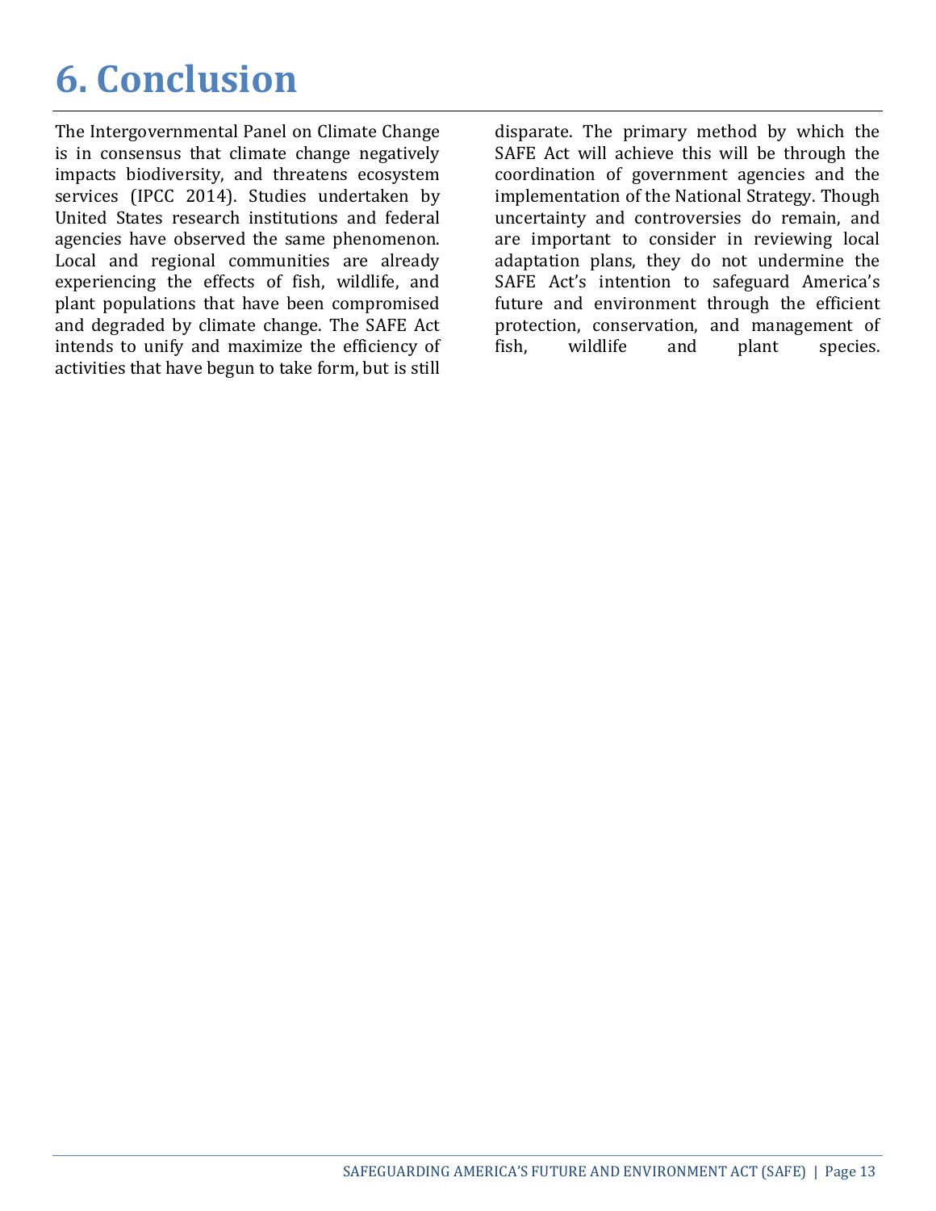# 6. Conclusion

The Intergovernmental Panel on Climate Change is in consensus that climate change negatively impacts biodiversity, and threatens ecosystem services (IPCC 2014). Studies undertaken by United States research institutions and federal agencies have observed the same phenomenon. Local and regional communities are already experiencing the effects of fish, wildlife, and plant populations that have been compromised and degraded by climate change. The SAFE Act intends to unify and maximize the efficiency of activities that have begun to take form, but is still disparate. The primary method by which the SAFE Act will achieve this will be through the coordination of government agencies and the implementation of the National Strategy. Though uncertainty and controversies do remain, and are important to consider in reviewing local adaptation plans, they do not undermine the SAFE Act's intention to safeguard America's future and environment through the efficient protection, conservation, and management of fish, wildlife and plant species.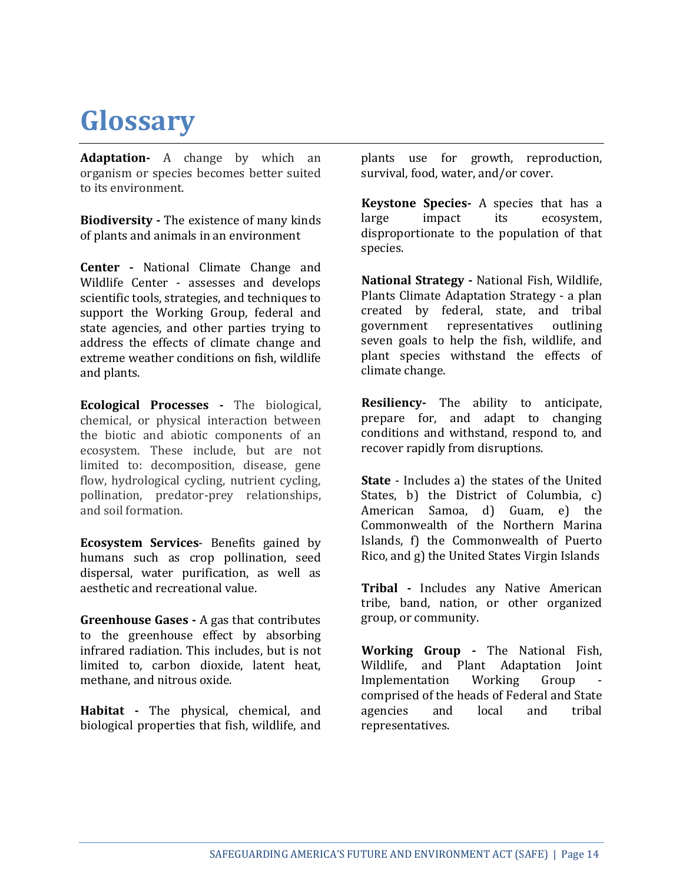# Glossary

**Adaptation-** A change by which an organism or species becomes better suited to its environment.

**Biodiversity -** The existence of many kinds of plants and animals in an environment

**Center -** National Climate Change and Wildlife Center - assesses and develops scientific tools, strategies, and techniques to support the Working Group, federal and state agencies, and other parties trying to address the effects of climate change and extreme weather conditions on fish, wildlife and plants.

**Ecological Processes -** The biological, chemical, or physical interaction between the biotic and abiotic components of an ecosystem. These include, but are not limited to: decomposition, disease, gene flow, hydrological cycling, nutrient cycling, pollination, predator-prey relationships, and soil formation.

**Ecosystem Services**- Benefits gained by humans such as crop pollination, seed dispersal, water purification, as well as aesthetic and recreational value.

**Greenhouse Gases -** A gas that contributes to the greenhouse effect by absorbing infrared radiation. This includes, but is not limited to, carbon dioxide, latent heat, methane, and nitrous oxide.

**Habitat -** The physical, chemical, and biological properties that fish, wildlife, and plants use for growth, reproduction, survival, food, water, and/or cover.

**Keystone Species-** A species that has a large impact its ecosystem, disproportionate to the population of that species.

**National Strategy -** National Fish, Wildlife, Plants Climate Adaptation Strategy - a plan created by federal, state, and tribal government representatives outlining seven goals to help the fish, wildlife, and plant species withstand the effects of climate change.

**Resiliency-** The ability to anticipate, prepare for, and adapt to changing conditions and withstand, respond to, and recover rapidly from disruptions.

**State** - Includes a) the states of the United States, b) the District of Columbia, c) American Samoa, d) Guam, e) the Commonwealth of the Northern Marina Islands, f) the Commonwealth of Puerto Rico, and g) the United States Virgin Islands

**Tribal -** Includes any Native American tribe, band, nation, or other organized group, or community.

**Working Group -** The National Fish, Wildlife, and Plant Adaptation Joint Implementation Working Group - comprised of the heads of Federal and State agencies and local and tribal representatives.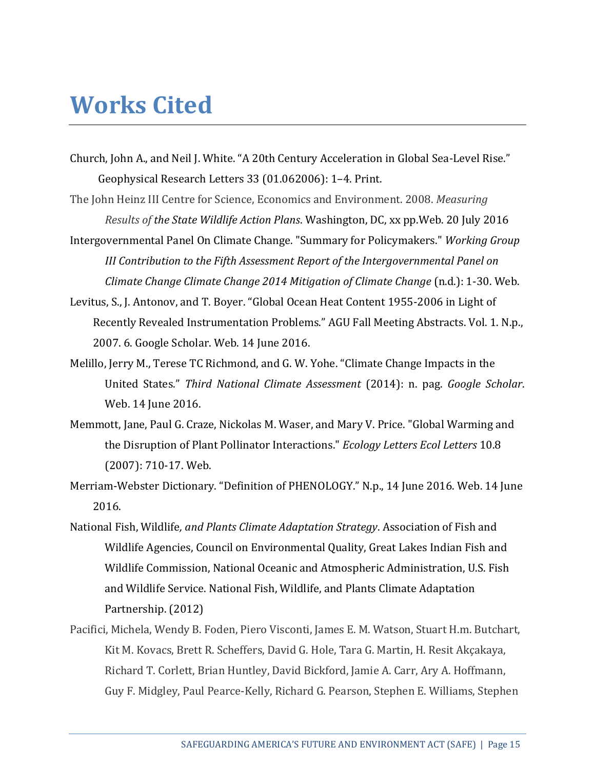# Works Cited

Church, John A., and Neil J. White. "A 20th Century Acceleration in Global Sea-Level Rise." Geophysical Research Letters 33 (01.062006): 1–4. Print.

The John Heinz III Centre for Science, Economics and Environment. 2008. *Measuring Results of the State Wildlife Action Plans*. Washington, DC, xx pp.Web. 20 July 2016

Intergovernmental Panel On Climate Change. "Summary for Policymakers." *Working Group III Contribution to the Fifth Assessment Report of the Intergovernmental Panel on Climate Change Climate Change 2014 Mitigation of Climate Change* (n.d.): 1-30. Web.

Levitus, S., J. Antonov, and T. Boyer. "Global Ocean Heat Content 1955-2006 in Light of Recently Revealed Instrumentation Problems." AGU Fall Meeting Abstracts. Vol. 1. N.p., 2007. 6. Google Scholar. Web. 14 June 2016.

Melillo, Jerry M., Terese TC Richmond, and G. W. Yohe. "Climate Change Impacts in the United States." *Third National Climate Assessment* (2014): n. pag. *Google Scholar*. Web. 14 June 2016.

Memmott, Jane, Paul G. Craze, Nickolas M. Waser, and Mary V. Price. "Global Warming and the Disruption of Plant Pollinator Interactions." *Ecology Letters Ecol Letters* 10.8 (2007): 710-17. Web.

Merriam-Webster Dictionary. "Definition of PHENOLOGY." N.p., 14 June 2016. Web. 14 June 2016.

National Fish, Wildlife*, and Plants Climate Adaptation Strategy*. Association of Fish and Wildlife Agencies, Council on Environmental Quality, Great Lakes Indian Fish and Wildlife Commission, National Oceanic and Atmospheric Administration, U.S. Fish and Wildlife Service. National Fish, Wildlife, and Plants Climate Adaptation Partnership. (2012)

Pacifici, Michela, Wendy B. Foden, Piero Visconti, James E. M. Watson, Stuart H.m. Butchart, Kit M. Kovacs, Brett R. Scheffers, David G. Hole, Tara G. Martin, H. Resit Akçakaya, Richard T. Corlett, Brian Huntley, David Bickford, Jamie A. Carr, Ary A. Hoffmann, Guy F. Midgley, Paul Pearce-Kelly, Richard G. Pearson, Stephen E. Williams, Stephen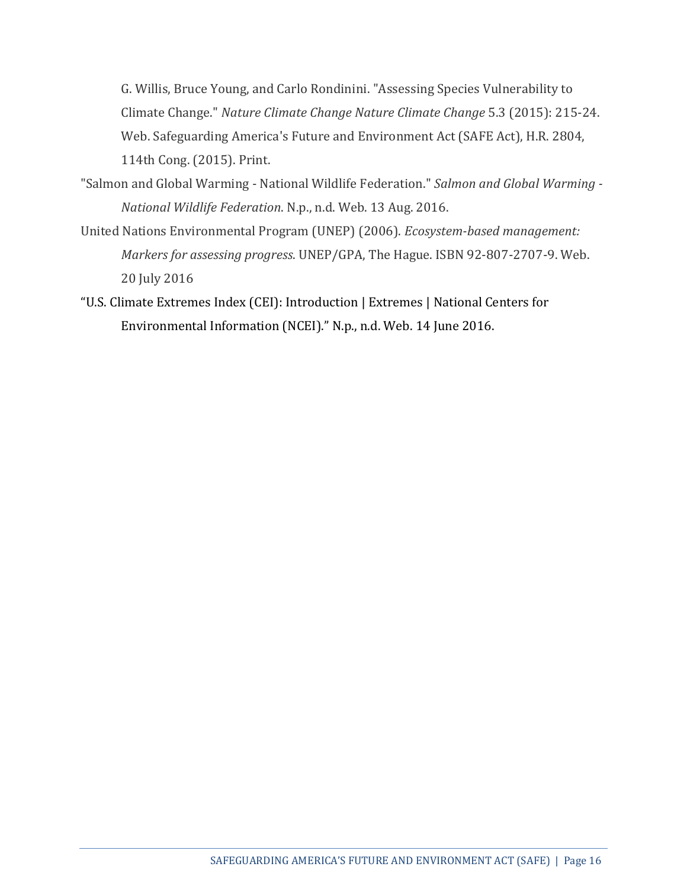G. Willis, Bruce Young, and Carlo Rondinini. "Assessing Species Vulnerability to Climate Change." *Nature Climate Change Nature Climate Change* 5.3 (2015): 215-24. Web. Safeguarding America's Future and Environment Act (SAFE Act), H.R. 2804, 114th Cong. (2015). Print.

"Salmon and Global Warming - National Wildlife Federation." *Salmon and Global Warming - National Wildlife Federation*. N.p., n.d. Web. 13 Aug. 2016.

United Nations Environmental Program (UNEP) (2006). *Ecosystem-based management: Markers for assessing progress*. UNEP/GPA, The Hague. ISBN 92-807-2707-9. Web. 20 July 2016

"U.S. Climate Extremes Index (CEI): Introduction | Extremes | National Centers for Environmental Information (NCEI)." N.p., n.d. Web. 14 June 2016.